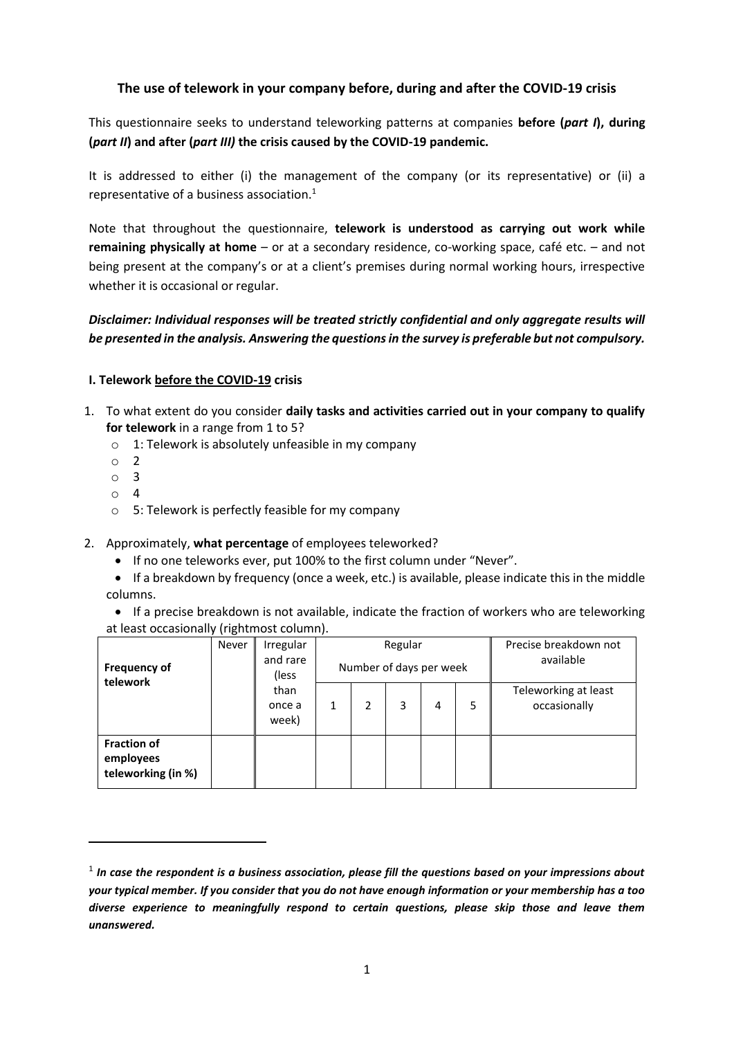# The use of telework in your company before, during and after the COVID-19 crisis

This questionnaire seeks to understand teleworking patterns at companies **before (*part I*), during (*part II*) and after (*part III)* the crisis caused by the COVID-19 pandemic.**

It is addressed to either (i) the management of the company (or its representative) or (ii) a representative of a business association.[1]

Note that throughout the questionnaire, **telework is understood as carrying out work while remaining physically at home** – or at a secondary residence, co-working space, café etc. – and not being present at the company's or at a client's premises during normal working hours, irrespective whether it is occasional or regular.

***Disclaimer: Individual responses will be treated strictly confidential and only aggregate results will be presented in the analysis. Answering the questions in the survey is preferable but not compulsory.***

## I. Telework before the COVID-19 crisis

1. To what extent do you consider **daily tasks and activities carried out in your company to qualify for telework** in a range from 1 to 5?
   - 1: Telework is absolutely unfeasible in my company
   - 2
   - 3
   - 4
   - 5: Telework is perfectly feasible for my company

2. Approximately, **what percentage** of employees teleworked?
   - If no one teleworks ever, put 100% to the first column under "Never".
   - If a breakdown by frequency (once a week, etc.) is available, please indicate this in the middle columns.
   - If a precise breakdown is not available, indicate the fraction of workers who are teleworking at least occasionally (rightmost column).

| **Frequency of telework** | Never | Irregular and rare (less than once a week) | Regular Number of days per week | | | | | Precise breakdown not available |
|---|---|---|---|---|---|---|---|---|
| | | | 1 | 2 | 3 | 4 | 5 | Teleworking at least occasionally |
| **Fraction of employees teleworking (in %)** | | | | | | | | |

[1] ***In case the respondent is a business association, please fill the questions based on your impressions about your typical member. If you consider that you do not have enough information or your membership has a too diverse experience to meaningfully respond to certain questions, please skip those and leave them unanswered.***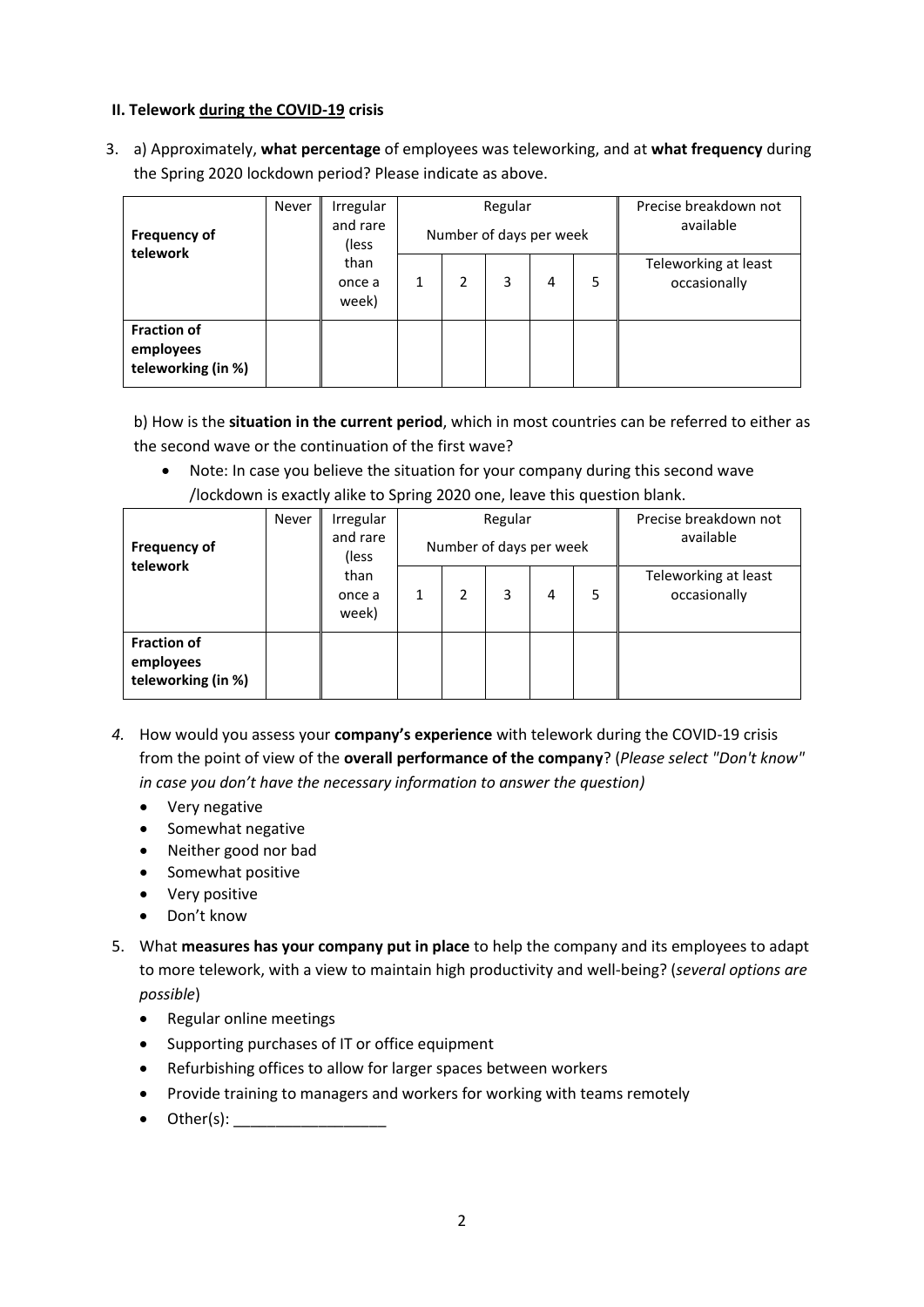**II. Telework during the COVID-19 crisis**

3. a) Approximately, **what percentage** of employees was teleworking, and at **what frequency** during the Spring 2020 lockdown period? Please indicate as above.

| Frequency of telework | Never | Irregular and rare (less than once a week) | Regular<br>Number of days per week | | | | | Precise breakdown not available |
|---|---|---|---|---|---|---|---|---|
| | | | 1 | 2 | 3 | 4 | 5 | Teleworking at least occasionally |
| **Fraction of employees teleworking (in %)** | | | | | | | | |

b) How is the **situation in the current period**, which in most countries can be referred to either as the second wave or the continuation of the first wave?

- Note: In case you believe the situation for your company during this second wave /lockdown is exactly alike to Spring 2020 one, leave this question blank.

| Frequency of telework | Never | Irregular and rare (less than once a week) | Regular<br>Number of days per week | | | | | Precise breakdown not available |
|---|---|---|---|---|---|---|---|---|
| | | | 1 | 2 | 3 | 4 | 5 | Teleworking at least occasionally |
| **Fraction of employees teleworking (in %)** | | | | | | | | |

4. How would you assess your **company's experience** with telework during the COVID-19 crisis from the point of view of the **overall performance of the company**? (*Please select "Don't know" in case you don't have the necessary information to answer the question)*
   - Very negative
   - Somewhat negative
   - Neither good nor bad
   - Somewhat positive
   - Very positive
   - Don't know

5. What **measures has your company put in place** to help the company and its employees to adapt to more telework, with a view to maintain high productivity and well-being? (*several options are possible*)
   - Regular online meetings
   - Supporting purchases of IT or office equipment
   - Refurbishing offices to allow for larger spaces between workers
   - Provide training to managers and workers for working with teams remotely
   - Other(s): __________________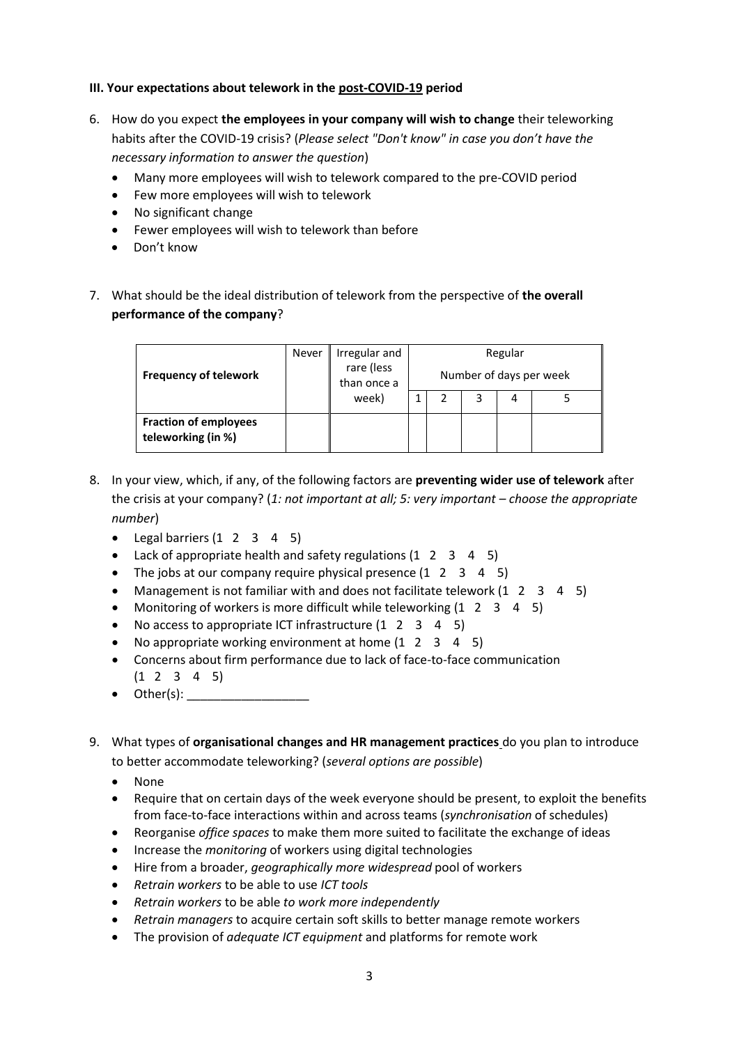**III. Your expectations about telework in the post-COVID-19 period**

6. How do you expect **the employees in your company will wish to change** their teleworking habits after the COVID-19 crisis? (*Please select "Don't know" in case you don't have the necessary information to answer the question*)
   - Many more employees will wish to telework compared to the pre-COVID period
   - Few more employees will wish to telework
   - No significant change
   - Fewer employees will wish to telework than before
   - Don't know

7. What should be the ideal distribution of telework from the perspective of **the overall performance of the company**?

| Frequency of telework | Never | Irregular and rare (less than once a week) | Regular Number of days per week | | | | |
|---|---|---|---|---|---|---|---|
| | | | 1 | 2 | 3 | 4 | 5 |
| **Fraction of employees teleworking (in %)** | | | | | | | |

8. In your view, which, if any, of the following factors are **preventing wider use of telework** after the crisis at your company? (*1: not important at all; 5: very important – choose the appropriate number*)
   - Legal barriers (1 2 3 4 5)
   - Lack of appropriate health and safety regulations (1 2 3 4 5)
   - The jobs at our company require physical presence (1 2 3 4 5)
   - Management is not familiar with and does not facilitate telework (1 2 3 4 5)
   - Monitoring of workers is more difficult while teleworking (1 2 3 4 5)
   - No access to appropriate ICT infrastructure (1 2 3 4 5)
   - No appropriate working environment at home (1 2 3 4 5)
   - Concerns about firm performance due to lack of face-to-face communication (1 2 3 4 5)
   - Other(s): __________________

9. What types of **organisational changes and HR management practices** do you plan to introduce to better accommodate teleworking? (*several options are possible*)
   - None
   - Require that on certain days of the week everyone should be present, to exploit the benefits from face-to-face interactions within and across teams (*synchronisation* of schedules)
   - Reorganise *office spaces* to make them more suited to facilitate the exchange of ideas
   - Increase the *monitoring* of workers using digital technologies
   - Hire from a broader, *geographically more widespread* pool of workers
   - *Retrain workers* to be able to use *ICT tools*
   - *Retrain workers* to be able *to work more independently*
   - *Retrain managers* to acquire certain soft skills to better manage remote workers
   - The provision of *adequate ICT equipment* and platforms for remote work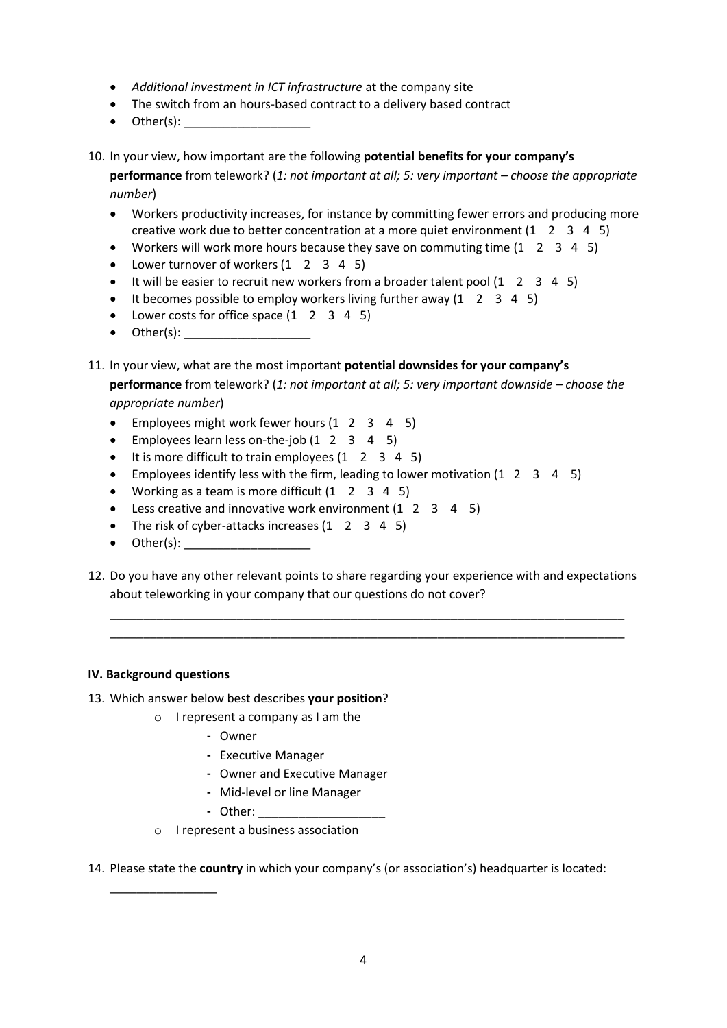- *Additional investment in ICT infrastructure* at the company site
- The switch from an hours-based contract to a delivery based contract
- Other(s): ___________________

10. In your view, how important are the following **potential benefits for your company's performance** from telework? (*1: not important at all; 5: very important – choose the appropriate number*)
    - Workers productivity increases, for instance by committing fewer errors and producing more creative work due to better concentration at a more quiet environment (1 2 3 4 5)
    - Workers will work more hours because they save on commuting time (1 2 3 4 5)
    - Lower turnover of workers (1 2 3 4 5)
    - It will be easier to recruit new workers from a broader talent pool (1 2 3 4 5)
    - It becomes possible to employ workers living further away (1 2 3 4 5)
    - Lower costs for office space (1 2 3 4 5)
    - Other(s): ___________________

11. In your view, what are the most important **potential downsides for your company's performance** from telework? (*1: not important at all; 5: very important downside – choose the appropriate number*)
    - Employees might work fewer hours (1 2 3 4 5)
    - Employees learn less on-the-job (1 2 3 4 5)
    - It is more difficult to train employees (1 2 3 4 5)
    - Employees identify less with the firm, leading to lower motivation (1 2 3 4 5)
    - Working as a team is more difficult (1 2 3 4 5)
    - Less creative and innovative work environment (1 2 3 4 5)
    - The risk of cyber-attacks increases (1 2 3 4 5)
    - Other(s): ___________________

12. Do you have any other relevant points to share regarding your experience with and expectations about teleworking in your company that our questions do not cover?

    ________________________________________________________________________________

    ________________________________________________________________________________

**IV. Background questions**

13. Which answer below best describes **your position**?
    - I represent a company as I am the
        - Owner
        - Executive Manager
        - Owner and Executive Manager
        - Mid-level or line Manager
        - Other: ___________________
    - I represent a business association

14. Please state the **country** in which your company's (or association's) headquarter is located:

    ________________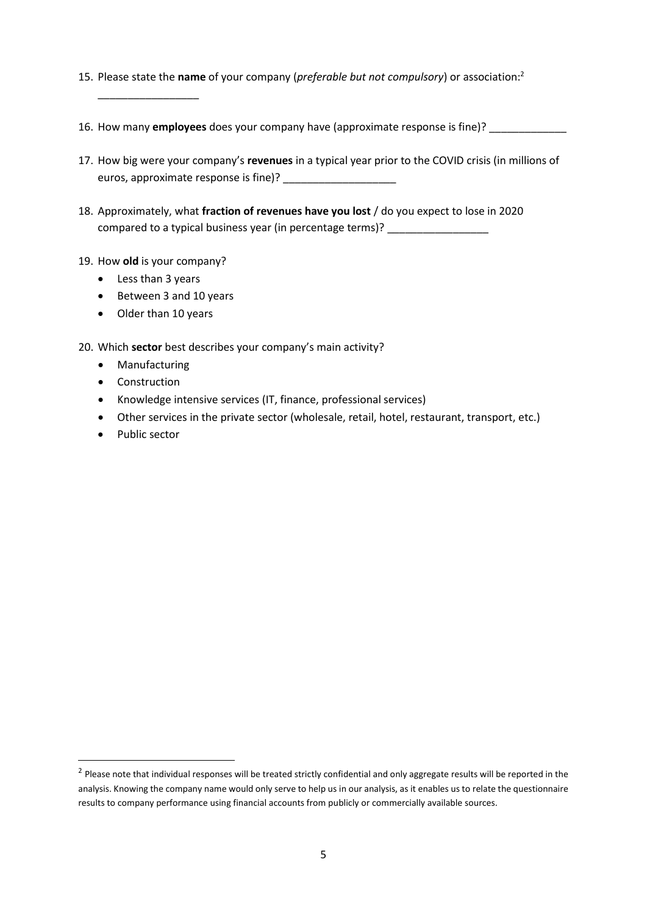15. Please state the **name** of your company (*preferable but not compulsory*) or association:[2]
    _________________

16. How many **employees** does your company have (approximate response is fine)? _____________

17. How big were your company's **revenues** in a typical year prior to the COVID crisis (in millions of euros, approximate response is fine)? ___________________

18. Approximately, what **fraction of revenues have you lost** / do you expect to lose in 2020 compared to a typical business year (in percentage terms)? _________________

19. How **old** is your company?
    - Less than 3 years
    - Between 3 and 10 years
    - Older than 10 years

20. Which **sector** best describes your company's main activity?
    - Manufacturing
    - Construction
    - Knowledge intensive services (IT, finance, professional services)
    - Other services in the private sector (wholesale, retail, hotel, restaurant, transport, etc.)
    - Public sector

[2] Please note that individual responses will be treated strictly confidential and only aggregate results will be reported in the analysis. Knowing the company name would only serve to help us in our analysis, as it enables us to relate the questionnaire results to company performance using financial accounts from publicly or commercially available sources.